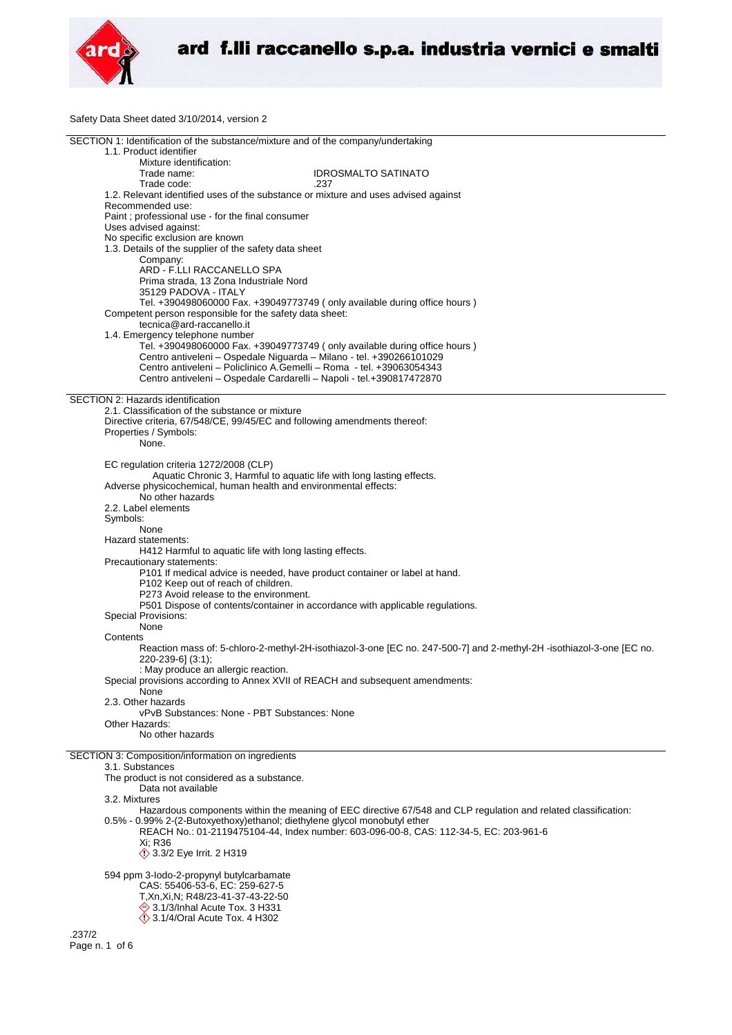Safety Data Sheet dated 3/10/2014, version 2

## SECTION 1: Identification of the substance/mixture and of the company/undertaking

1.1. Product identifier

Mixture identification:

Trade name: IDROSMALTO SATINATO

Trade code: .237

1.2. Relevant identified uses of the substance or mixture and uses advised against

Recommended use:

Paint ; professional use - for the final consumer

Uses advised against:

No specific exclusion are known

1.3. Details of the supplier of the safety data sheet

Company:

ARD - F.LLI RACCANELLO SPA

Prima strada, 13 Zona Industriale Nord

35129 PADOVA - ITALY

Tel. +390498060000 Fax. +39049773749 ( only available during office hours )

Competent person responsible for the safety data sheet:

tecnica@ard-raccanello.it

1.4. Emergency telephone number

Tel. +390498060000 Fax. +39049773749 ( only available during office hours )

Centro antiveleni – Ospedale Niguarda – Milano - tel. +390266101029

Centro antiveleni – Policlinico A.Gemelli – Roma - tel. +39063054343

Centro antiveleni – Ospedale Cardarelli – Napoli - tel.+390817472870

## SECTION 2: Hazards identification

2.1. Classification of the substance or mixture

Directive criteria, 67/548/CE, 99/45/EC and following amendments thereof:

Properties / Symbols:

None.

EC regulation criteria 1272/2008 (CLP)

Aquatic Chronic 3, Harmful to aquatic life with long lasting effects.

Adverse physicochemical, human health and environmental effects:

No other hazards

2.2. Label elements

Symbols:

None

Hazard statements:

H412 Harmful to aquatic life with long lasting effects.

Precautionary statements:

P101 If medical advice is needed, have product container or label at hand.

P102 Keep out of reach of children.

P273 Avoid release to the environment.

P501 Dispose of contents/container in accordance with applicable regulations.

Special Provisions:

None

Contents

Reaction mass of: 5-chloro-2-methyl-2H-isothiazol-3-one [EC no. 247-500-7] and 2-methyl-2H -isothiazol-3-one [EC no. 220-239-6] (3:1);

: May produce an allergic reaction.

Special provisions according to Annex XVII of REACH and subsequent amendments:

None

2.3. Other hazards

vPvB Substances: None - PBT Substances: None

Other Hazards:

No other hazards

## SECTION 3: Composition/information on ingredients

3.1. Substances

The product is not considered as a substance.

Data not available

3.2. Mixtures

Hazardous components within the meaning of EEC directive 67/548 and CLP regulation and related classification:

0.5% - 0.99% 2-(2-Butoxyethoxy)ethanol; diethylene glycol monobutyl ether

REACH No.: 01-2119475104-44, Index number: 603-096-00-8, CAS: 112-34-5, EC: 203-961-6

Xi; R36

3.3/2 Eye Irrit. 2 H319

594 ppm 3-Iodo-2-propynyl butylcarbamate

CAS: 55406-53-6, EC: 259-627-5

T,Xn,Xi,N; R48/23-41-37-43-22-50

3.1/3/Inhal Acute Tox. 3 H331

3.1/4/Oral Acute Tox. 4 H302

.237/2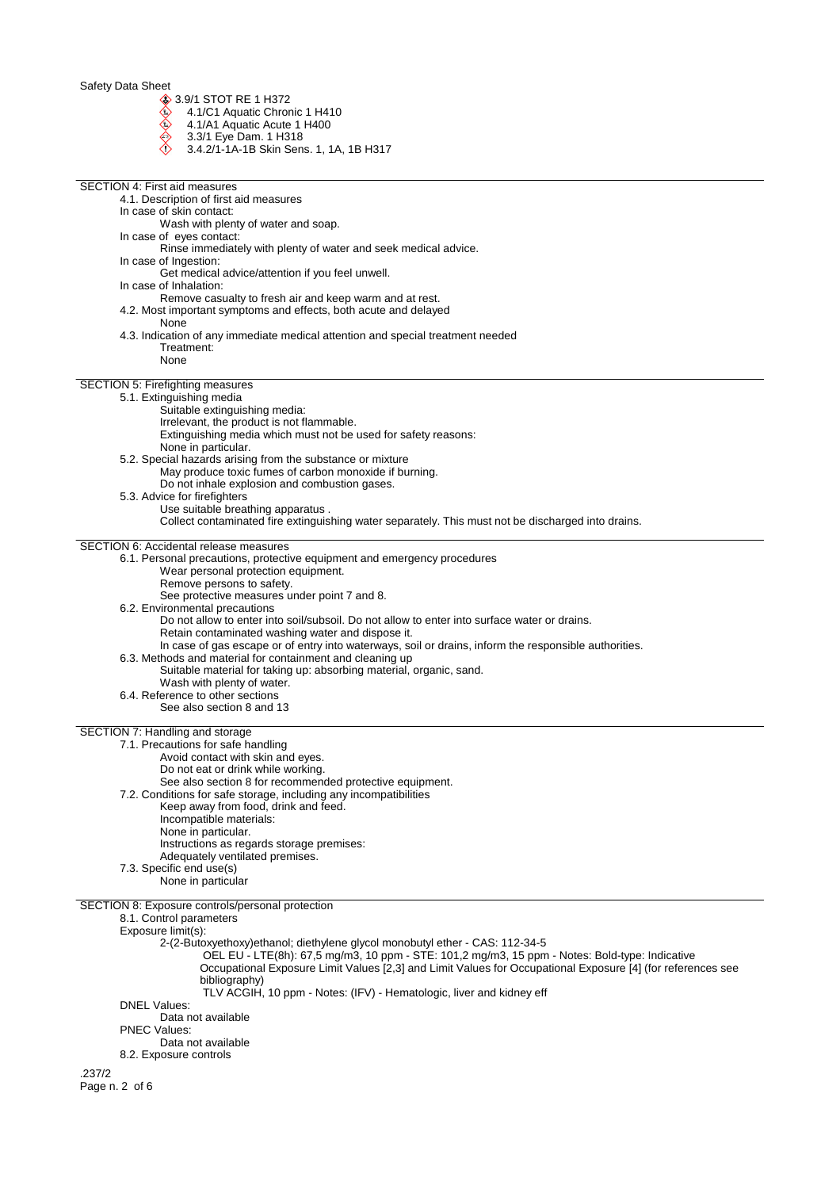- 3.9/1 STOT RE 1 H372
- 4.1/C1 Aquatic Chronic 1 H410
- 4.1/A1 Aquatic Acute 1 H400
- 3.3/1 Eye Dam. 1 H318
- 3.4.2/1-1A-1B Skin Sens. 1, 1A, 1B H317

## SECTION 4: First aid measures

4.1. Description of first aid measures

In case of skin contact:

Wash with plenty of water and soap.

In case of eyes contact:

Rinse immediately with plenty of water and seek medical advice.

In case of Ingestion:

Get medical advice/attention if you feel unwell.

In case of Inhalation:

Remove casualty to fresh air and keep warm and at rest.

4.2. Most important symptoms and effects, both acute and delayed

None

4.3. Indication of any immediate medical attention and special treatment needed

Treatment:

None

## SECTION 5: Firefighting measures

5.1. Extinguishing media

Suitable extinguishing media:

Irrelevant, the product is not flammable.

Extinguishing media which must not be used for safety reasons:

None in particular.

5.2. Special hazards arising from the substance or mixture

May produce toxic fumes of carbon monoxide if burning.

Do not inhale explosion and combustion gases.

5.3. Advice for firefighters

Use suitable breathing apparatus .

Collect contaminated fire extinguishing water separately. This must not be discharged into drains.

## SECTION 6: Accidental release measures

6.1. Personal precautions, protective equipment and emergency procedures

Wear personal protection equipment.

Remove persons to safety.

See protective measures under point 7 and 8.

6.2. Environmental precautions

Do not allow to enter into soil/subsoil. Do not allow to enter into surface water or drains.

Retain contaminated washing water and dispose it.

In case of gas escape or of entry into waterways, soil or drains, inform the responsible authorities.

6.3. Methods and material for containment and cleaning up

Suitable material for taking up: absorbing material, organic, sand.

Wash with plenty of water.

6.4. Reference to other sections

See also section 8 and 13

## SECTION 7: Handling and storage

7.1. Precautions for safe handling

Avoid contact with skin and eyes.

Do not eat or drink while working.

See also section 8 for recommended protective equipment.

7.2. Conditions for safe storage, including any incompatibilities

Keep away from food, drink and feed.

Incompatible materials:

None in particular.

Instructions as regards storage premises:

Adequately ventilated premises.

7.3. Specific end use(s)

None in particular

## SECTION 8: Exposure controls/personal protection

8.1. Control parameters

Exposure limit(s):

2-(2-Butoxyethoxy)ethanol; diethylene glycol monobutyl ether - CAS: 112-34-5

OEL EU - LTE(8h): 67,5 mg/m3, 10 ppm - STE: 101,2 mg/m3, 15 ppm - Notes: Bold-type: Indicative Occupational Exposure Limit Values [2,3] and Limit Values for Occupational Exposure [4] (for references see bibliography)

TLV ACGIH, 10 ppm - Notes: (IFV) - Hematologic, liver and kidney eff

DNEL Values:

Data not available

PNEC Values:

Data not available

8.2. Exposure controls

.237/2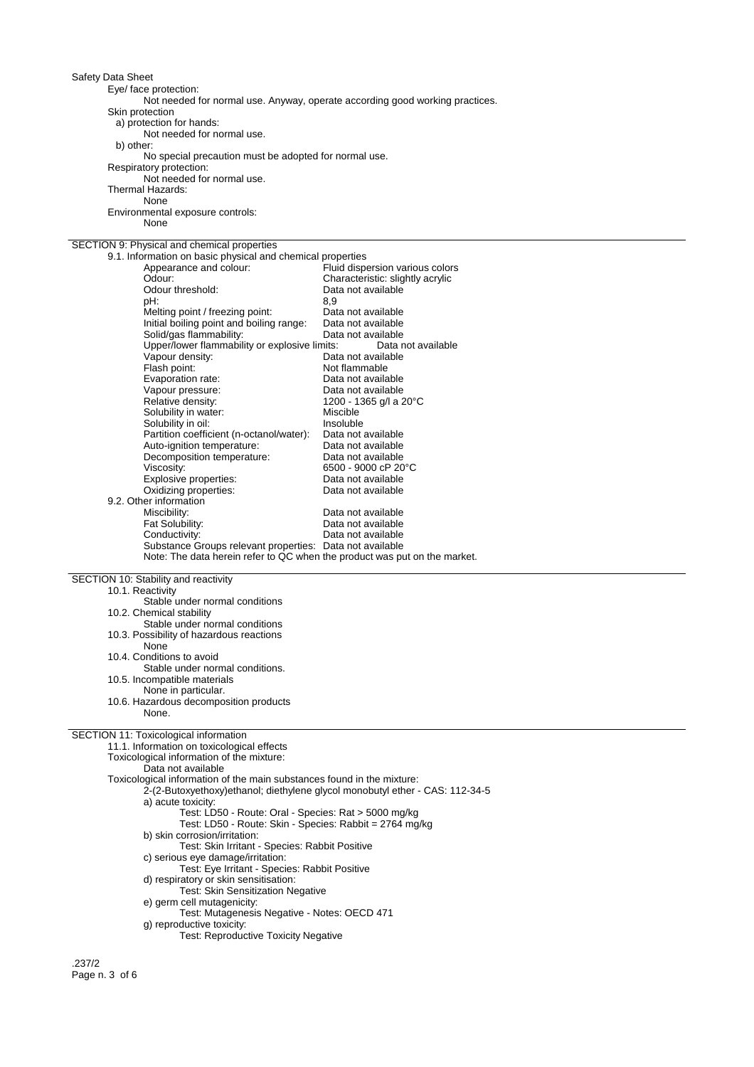Eye/ face protection:

Not needed for normal use. Anyway, operate according good working practices.

Skin protection

a) protection for hands:

Not needed for normal use.

b) other:

No special precaution must be adopted for normal use.

Respiratory protection:

Not needed for normal use.

Thermal Hazards:

None

Environmental exposure controls:

None

## SECTION 9: Physical and chemical properties

9.1. Information on basic physical and chemical properties

| | |
|---|---|
| Appearance and colour: | Fluid dispersion various colors |
| Odour: | Characteristic: slightly acrylic |
| Odour threshold: | Data not available |
| pH: | 8,9 |
| Melting point / freezing point: | Data not available |
| Initial boiling point and boiling range: | Data not available |
| Solid/gas flammability: | Data not available |
| Upper/lower flammability or explosive limits: | Data not available |
| Vapour density: | Data not available |
| Flash point: | Not flammable |
| Evaporation rate: | Data not available |
| Vapour pressure: | Data not available |
| Relative density: | 1200 - 1365 g/l a 20°C |
| Solubility in water: | Miscible |
| Solubility in oil: | Insoluble |
| Partition coefficient (n-octanol/water): | Data not available |
| Auto-ignition temperature: | Data not available |
| Decomposition temperature: | Data not available |
| Viscosity: | 6500 - 9000 cP 20°C |
| Explosive properties: | Data not available |
| Oxidizing properties: | Data not available |

9.2. Other information

| | |
|---|---|
| Miscibility: | Data not available |
| Fat Solubility: | Data not available |
| Conductivity: | Data not available |
| Substance Groups relevant properties: | Data not available |

Note: The data herein refer to QC when the product was put on the market.

## SECTION 10: Stability and reactivity

10.1. Reactivity

Stable under normal conditions

10.2. Chemical stability

Stable under normal conditions

10.3. Possibility of hazardous reactions

None

10.4. Conditions to avoid

Stable under normal conditions.

10.5. Incompatible materials

None in particular.

10.6. Hazardous decomposition products

None.

## SECTION 11: Toxicological information

11.1. Information on toxicological effects

Toxicological information of the mixture:

Data not available

Toxicological information of the main substances found in the mixture:

2-(2-Butoxyethoxy)ethanol; diethylene glycol monobutyl ether - CAS: 112-34-5

a) acute toxicity:

Test: LD50 - Route: Oral - Species: Rat > 5000 mg/kg

Test: LD50 - Route: Skin - Species: Rabbit = 2764 mg/kg

b) skin corrosion/irritation:

Test: Skin Irritant - Species: Rabbit Positive

c) serious eye damage/irritation:

Test: Eye Irritant - Species: Rabbit Positive

d) respiratory or skin sensitisation:

Test: Skin Sensitization Negative

e) germ cell mutagenicity:

Test: Mutagenesis Negative - Notes: OECD 471

g) reproductive toxicity:

Test: Reproductive Toxicity Negative

.237/2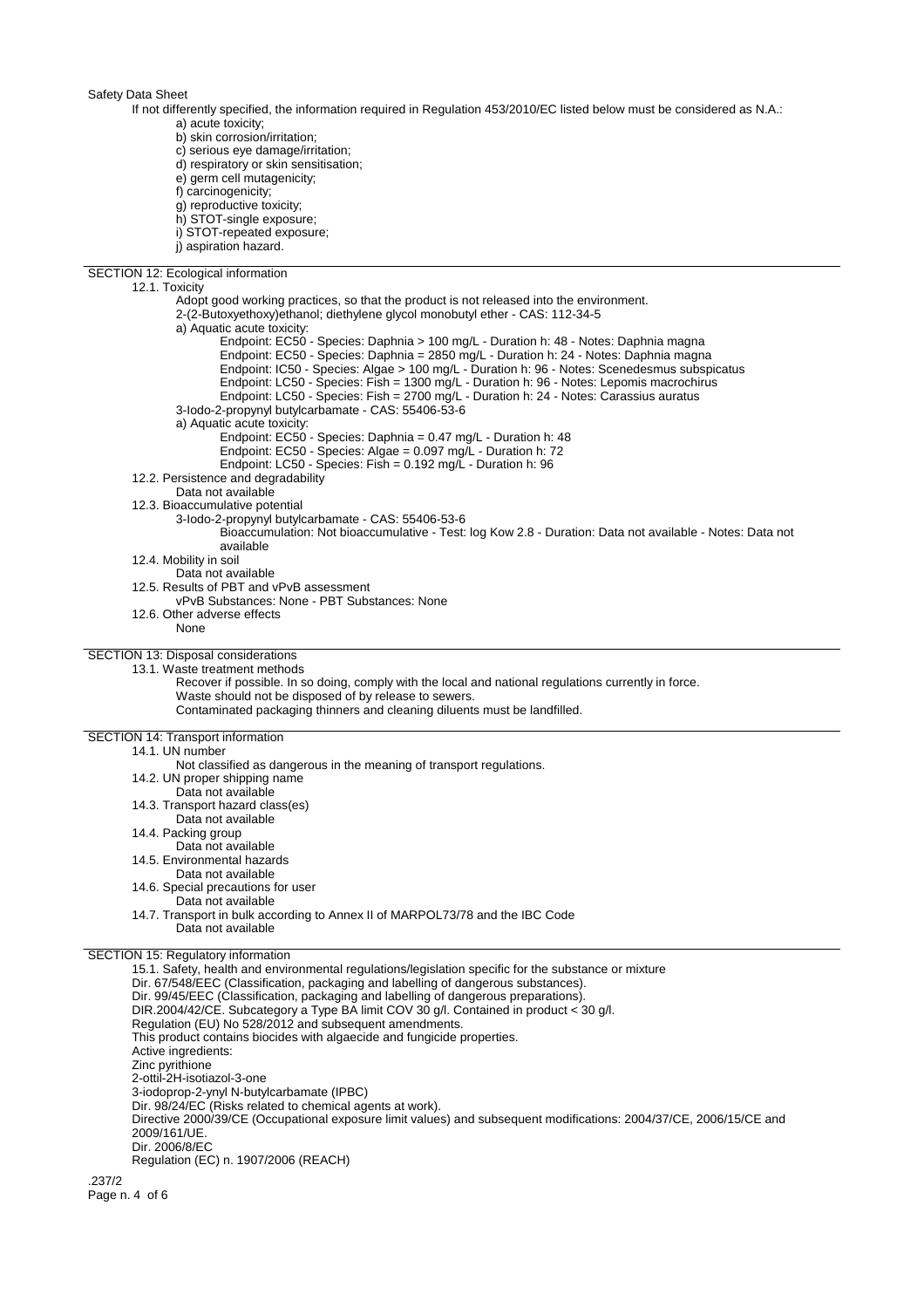Safety Data Sheet

If not differently specified, the information required in Regulation 453/2010/EC listed below must be considered as N.A.:

- a) acute toxicity;
- b) skin corrosion/irritation;
- c) serious eye damage/irritation;
- d) respiratory or skin sensitisation;
- e) germ cell mutagenicity;
- f) carcinogenicity;
- g) reproductive toxicity;
- h) STOT-single exposure;
- i) STOT-repeated exposure;
- j) aspiration hazard.

## SECTION 12: Ecological information

### 12.1. Toxicity

Adopt good working practices, so that the product is not released into the environment.

2-(2-Butoxyethoxy)ethanol; diethylene glycol monobutyl ether - CAS: 112-34-5

a) Aquatic acute toxicity:

- Endpoint: EC50 - Species: Daphnia > 100 mg/L - Duration h: 48 - Notes: Daphnia magna
- Endpoint: EC50 - Species: Daphnia = 2850 mg/L - Duration h: 24 - Notes: Daphnia magna
- Endpoint: IC50 - Species: Algae > 100 mg/L - Duration h: 96 - Notes: Scenedesmus subspicatus
- Endpoint: LC50 - Species: Fish = 1300 mg/L - Duration h: 96 - Notes: Lepomis macrochirus
- Endpoint: LC50 - Species: Fish = 2700 mg/L - Duration h: 24 - Notes: Carassius auratus

3-Iodo-2-propynyl butylcarbamate - CAS: 55406-53-6

a) Aquatic acute toxicity:

- Endpoint: EC50 - Species: Daphnia = 0.47 mg/L - Duration h: 48
- Endpoint: EC50 - Species: Algae = 0.097 mg/L - Duration h: 72
- Endpoint: LC50 - Species: Fish = 0.192 mg/L - Duration h: 96

### 12.2. Persistence and degradability

Data not available

### 12.3. Bioaccumulative potential

3-Iodo-2-propynyl butylcarbamate - CAS: 55406-53-6

Bioaccumulation: Not bioaccumulative - Test: log Kow 2.8 - Duration: Data not available - Notes: Data not available

### 12.4. Mobility in soil

Data not available

### 12.5. Results of PBT and vPvB assessment

vPvB Substances: None - PBT Substances: None

### 12.6. Other adverse effects

None

## SECTION 13: Disposal considerations

### 13.1. Waste treatment methods

Recover if possible. In so doing, comply with the local and national regulations currently in force.
Waste should not be disposed of by release to sewers.
Contaminated packaging thinners and cleaning diluents must be landfilled.

## SECTION 14: Transport information

### 14.1. UN number

Not classified as dangerous in the meaning of transport regulations.

### 14.2. UN proper shipping name

Data not available

### 14.3. Transport hazard class(es)

Data not available

### 14.4. Packing group

Data not available

### 14.5. Environmental hazards

Data not available

### 14.6. Special precautions for user

Data not available

### 14.7. Transport in bulk according to Annex II of MARPOL73/78 and the IBC Code

Data not available

## SECTION 15: Regulatory information

15.1. Safety, health and environmental regulations/legislation specific for the substance or mixture

Dir. 67/548/EEC (Classification, packaging and labelling of dangerous substances).
Dir. 99/45/EEC (Classification, packaging and labelling of dangerous preparations).
DIR.2004/42/CE. Subcategory a Type BA limit COV 30 g/l. Contained in product < 30 g/l.
Regulation (EU) No 528/2012 and subsequent amendments.
This product contains biocides with algaecide and fungicide properties.
Active ingredients:
Zinc pyrithione
2-ottil-2H-isotiazol-3-one
3-iodoprop-2-ynyl N-butylcarbamate (IPBC)
Dir. 98/24/EC (Risks related to chemical agents at work).
Directive 2000/39/CE (Occupational exposure limit values) and subsequent modifications: 2004/37/CE, 2006/15/CE and 2009/161/UE.
Dir. 2006/8/EC
Regulation (EC) n. 1907/2006 (REACH)

.237/2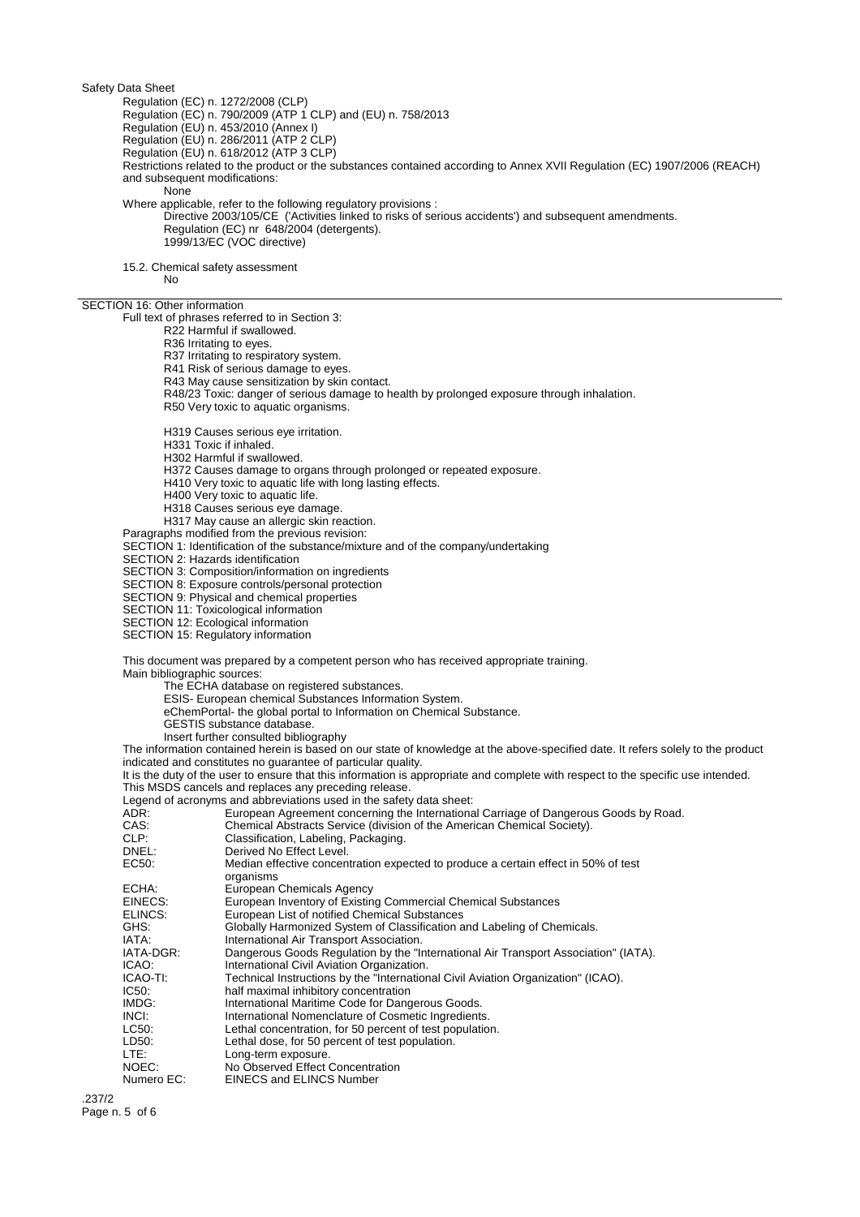Safety Data Sheet

Regulation (EC) n. 1272/2008 (CLP)
Regulation (EC) n. 790/2009 (ATP 1 CLP) and (EU) n. 758/2013
Regulation (EU) n. 453/2010 (Annex I)
Regulation (EU) n. 286/2011 (ATP 2 CLP)
Regulation (EU) n. 618/2012 (ATP 3 CLP)

Restrictions related to the product or the substances contained according to Annex XVII Regulation (EC) 1907/2006 (REACH) and subsequent modifications:

None

Where applicable, refer to the following regulatory provisions :

Directive 2003/105/CE ('Activities linked to risks of serious accidents') and subsequent amendments.
Regulation (EC) nr 648/2004 (detergents).
1999/13/EC (VOC directive)

15.2. Chemical safety assessment

No

## SECTION 16: Other information

Full text of phrases referred to in Section 3:

R22 Harmful if swallowed.
R36 Irritating to eyes.
R37 Irritating to respiratory system.
R41 Risk of serious damage to eyes.
R43 May cause sensitization by skin contact.
R48/23 Toxic: danger of serious damage to health by prolonged exposure through inhalation.
R50 Very toxic to aquatic organisms.

H319 Causes serious eye irritation.
H331 Toxic if inhaled.
H302 Harmful if swallowed.
H372 Causes damage to organs through prolonged or repeated exposure.
H410 Very toxic to aquatic life with long lasting effects.
H400 Very toxic to aquatic life.
H318 Causes serious eye damage.
H317 May cause an allergic skin reaction.

Paragraphs modified from the previous revision:

SECTION 1: Identification of the substance/mixture and of the company/undertaking
SECTION 2: Hazards identification
SECTION 3: Composition/information on ingredients
SECTION 8: Exposure controls/personal protection
SECTION 9: Physical and chemical properties
SECTION 11: Toxicological information
SECTION 12: Ecological information
SECTION 15: Regulatory information

This document was prepared by a competent person who has received appropriate training.

Main bibliographic sources:

The ECHA database on registered substances.
ESIS- European chemical Substances Information System.
eChemPortal- the global portal to Information on Chemical Substance.
GESTIS substance database.
Insert further consulted bibliography

The information contained herein is based on our state of knowledge at the above-specified date. It refers solely to the product indicated and constitutes no guarantee of particular quality.

It is the duty of the user to ensure that this information is appropriate and complete with respect to the specific use intended.

This MSDS cancels and replaces any preceding release.

Legend of acronyms and abbreviations used in the safety data sheet:

| | |
|---|---|
| ADR: | European Agreement concerning the International Carriage of Dangerous Goods by Road. |
| CAS: | Chemical Abstracts Service (division of the American Chemical Society). |
| CLP: | Classification, Labeling, Packaging. |
| DNEL: | Derived No Effect Level. |
| EC50: | Median effective concentration expected to produce a certain effect in 50% of test organisms |
| ECHA: | European Chemicals Agency |
| EINECS: | European Inventory of Existing Commercial Chemical Substances |
| ELINCS: | European List of notified Chemical Substances |
| GHS: | Globally Harmonized System of Classification and Labeling of Chemicals. |
| IATA: | International Air Transport Association. |
| IATA-DGR: | Dangerous Goods Regulation by the "International Air Transport Association" (IATA). |
| ICAO: | International Civil Aviation Organization. |
| ICAO-TI: | Technical Instructions by the "International Civil Aviation Organization" (ICAO). |
| IC50: | half maximal inhibitory concentration |
| IMDG: | International Maritime Code for Dangerous Goods. |
| INCI: | International Nomenclature of Cosmetic Ingredients. |
| LC50: | Lethal concentration, for 50 percent of test population. |
| LD50: | Lethal dose, for 50 percent of test population. |
| LTE: | Long-term exposure. |
| NOEC: | No Observed Effect Concentration |
| Numero EC: | EINECS and ELINCS Number |

.237/2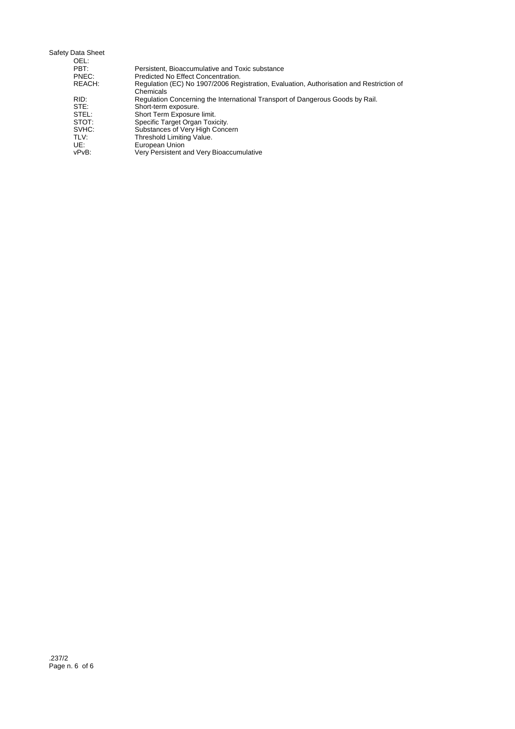| | |
|---|---|
| OEL: | |
| PBT: | Persistent, Bioaccumulative and Toxic substance |
| PNEC: | Predicted No Effect Concentration. |
| REACH: | Regulation (EC) No 1907/2006 Registration, Evaluation, Authorisation and Restriction of Chemicals |
| RID: | Regulation Concerning the International Transport of Dangerous Goods by Rail. |
| STE: | Short-term exposure. |
| STEL: | Short Term Exposure limit. |
| STOT: | Specific Target Organ Toxicity. |
| SVHC: | Substances of Very High Concern |
| TLV: | Threshold Limiting Value. |
| UE: | European Union |
| vPvB: | Very Persistent and Very Bioaccumulative |